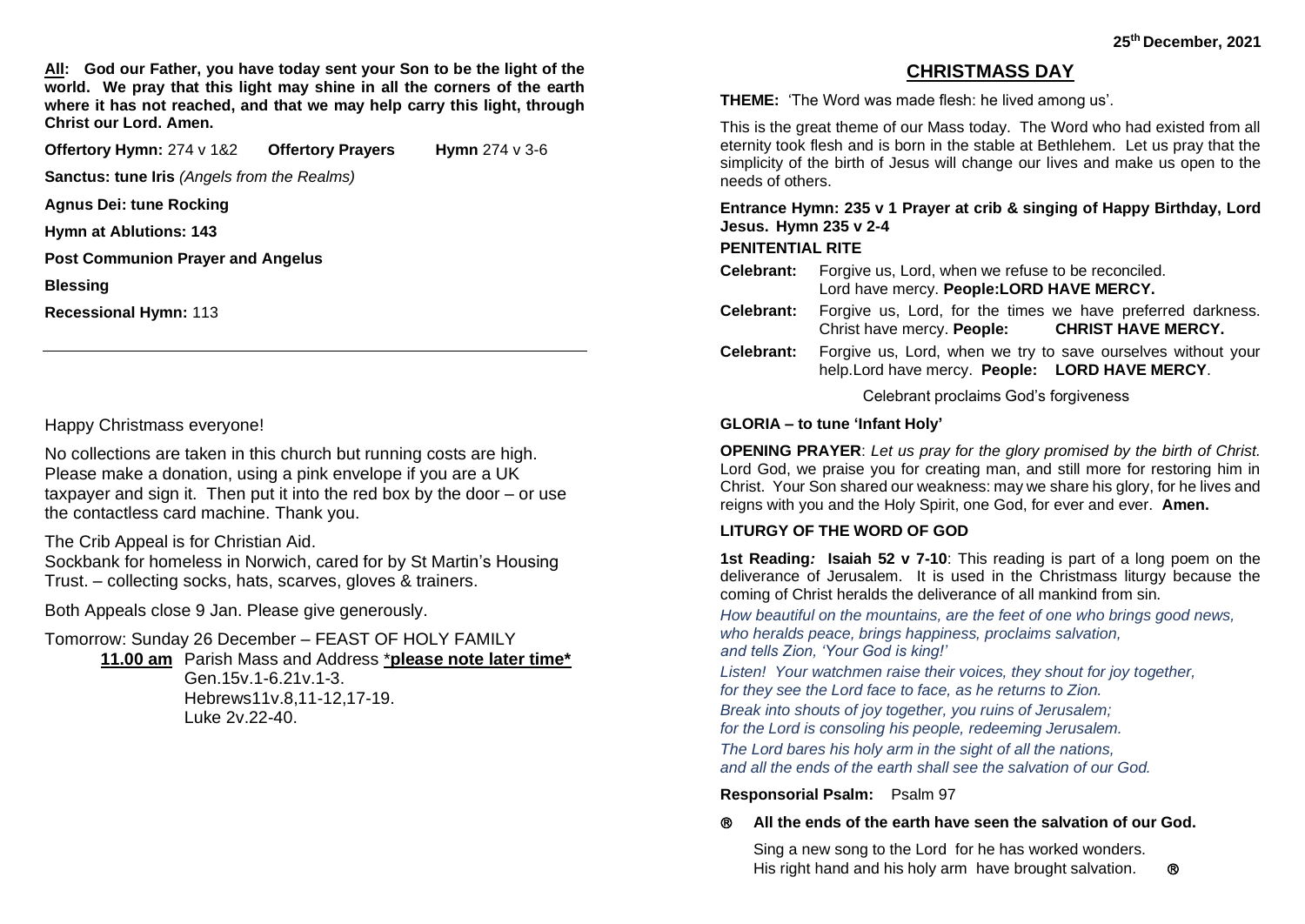**All: God our Father, you have today sent your Son to be the light of the world. We pray that this light may shine in all the corners of the earth where it has not reached, and that we may help carry this light, through Christ our Lord. Amen.**

**Offertory Hymn:** 274 v 1&2 **Offertory Prayers** **Hymn** 274 v 3-6

**Sanctus: tune Iris** *(Angels from the Realms)*

**Agnus Dei: tune Rocking**

**Hymn at Ablutions: 143**

**Post Communion Prayer and Angelus**

**Blessing**

**Recessional Hymn:** 113

---

Happy Christmass everyone!

No collections are taken in this church but running costs are high. Please make a donation, using a pink envelope if you are a UK taxpayer and sign it. Then put it into the red box by the door – or use the contactless card machine. Thank you.

The Crib Appeal is for Christian Aid.
Sockbank for homeless in Norwich, cared for by St Martin's Housing Trust. – collecting socks, hats, scarves, gloves & trainers.

Both Appeals close 9 Jan. Please give generously.

Tomorrow: Sunday 26 December – FEAST OF HOLY FAMILY
**11.00 am** Parish Mass and Address ***please note later time***
Gen.15v.1-6.21v.1-3.
Hebrews11v.8,11-12,17-19.
Luke 2v.22-40.

**25th December, 2021**

# CHRISTMASS DAY

**THEME:** 'The Word was made flesh: he lived among us'.

This is the great theme of our Mass today. The Word who had existed from all eternity took flesh and is born in the stable at Bethlehem. Let us pray that the simplicity of the birth of Jesus will change our lives and make us open to the needs of others.

**Entrance Hymn: 235 v 1 Prayer at crib & singing of Happy Birthday, Lord Jesus. Hymn 235 v 2-4**

**PENITENTIAL RITE**

**Celebrant:** Forgive us, Lord, when we refuse to be reconciled. Lord have mercy. **People:LORD HAVE MERCY.**

**Celebrant:** Forgive us, Lord, for the times we have preferred darkness. Christ have mercy. **People: CHRIST HAVE MERCY.**

**Celebrant:** Forgive us, Lord, when we try to save ourselves without your help.Lord have mercy. **People: LORD HAVE MERCY**.

Celebrant proclaims God's forgiveness

**GLORIA – to tune 'Infant Holy'**

**OPENING PRAYER**: *Let us pray for the glory promised by the birth of Christ.* Lord God, we praise you for creating man, and still more for restoring him in Christ. Your Son shared our weakness: may we share his glory, for he lives and reigns with you and the Holy Spirit, one God, for ever and ever. **Amen.**

**LITURGY OF THE WORD OF GOD**

**1st Reading: Isaiah 52 v 7-10**: This reading is part of a long poem on the deliverance of Jerusalem. It is used in the Christmass liturgy because the coming of Christ heralds the deliverance of all mankind from sin.

*How beautiful on the mountains, are the feet of one who brings good news, who heralds peace, brings happiness, proclaims salvation, and tells Zion, 'Your God is king!'*

*Listen! Your watchmen raise their voices, they shout for joy together, for they see the Lord face to face, as he returns to Zion.*

*Break into shouts of joy together, you ruins of Jerusalem; for the Lord is consoling his people, redeeming Jerusalem.*

*The Lord bares his holy arm in the sight of all the nations, and all the ends of the earth shall see the salvation of our God.*

**Responsorial Psalm:** Psalm 97

℟ **All the ends of the earth have seen the salvation of our God.**

Sing a new song to the Lord for he has worked wonders.
His right hand and his holy arm have brought salvation. ℟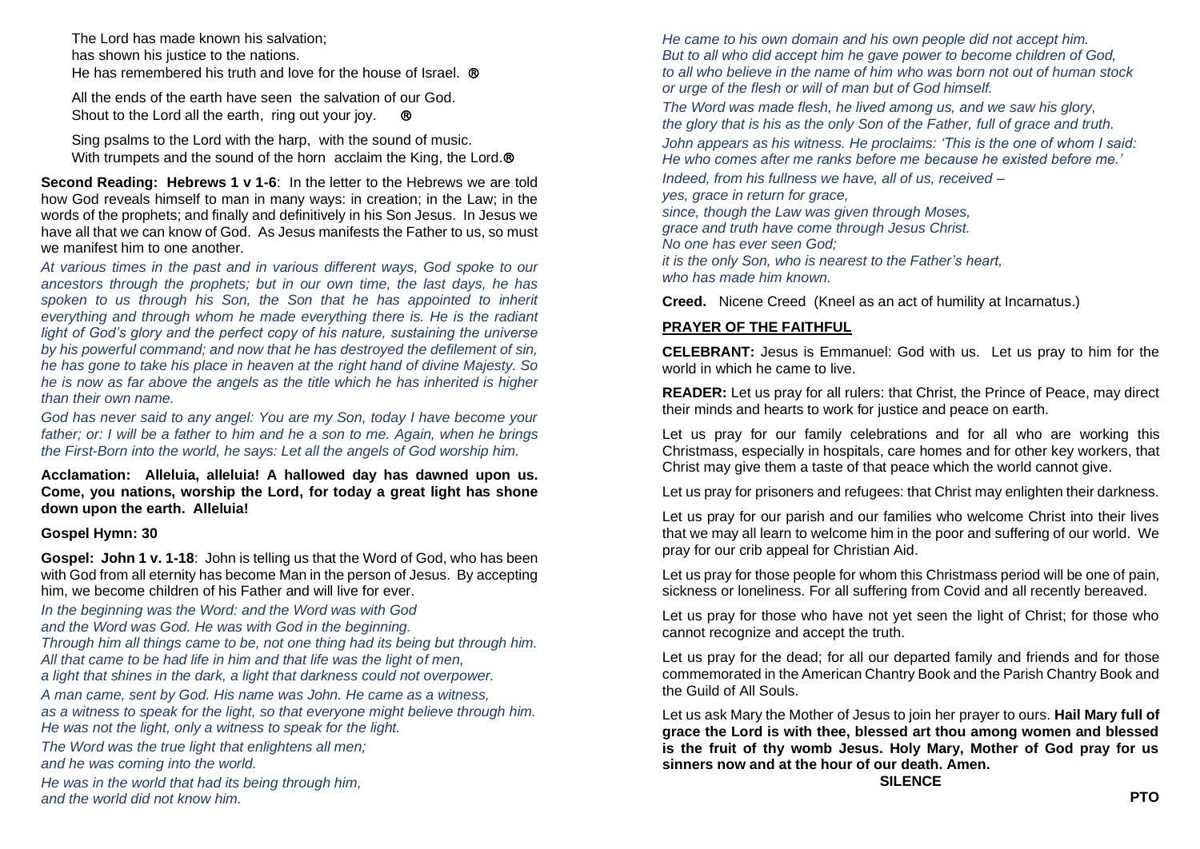The Lord has made known his salvation;
has shown his justice to the nations.
He has remembered his truth and love for the house of Israel. ®

All the ends of the earth have seen the salvation of our God.
Shout to the Lord all the earth, ring out your joy. ®

Sing psalms to the Lord with the harp, with the sound of music.
With trumpets and the sound of the horn acclaim the King, the Lord.®

**Second Reading: Hebrews 1 v 1-6**: In the letter to the Hebrews we are told how God reveals himself to man in many ways: in creation; in the Law; in the words of the prophets; and finally and definitively in his Son Jesus. In Jesus we have all that we can know of God. As Jesus manifests the Father to us, so must we manifest him to one another.

*At various times in the past and in various different ways, God spoke to our ancestors through the prophets; but in our own time, the last days, he has spoken to us through his Son, the Son that he has appointed to inherit everything and through whom he made everything there is. He is the radiant light of God's glory and the perfect copy of his nature, sustaining the universe by his powerful command; and now that he has destroyed the defilement of sin, he has gone to take his place in heaven at the right hand of divine Majesty. So he is now as far above the angels as the title which he has inherited is higher than their own name.*

*God has never said to any angel: You are my Son, today I have become your father; or: I will be a father to him and he a son to me. Again, when he brings the First-Born into the world, he says: Let all the angels of God worship him.*

**Acclamation: Alleluia, alleluia! A hallowed day has dawned upon us. Come, you nations, worship the Lord, for today a great light has shone down upon the earth. Alleluia!**

**Gospel Hymn: 30**

**Gospel: John 1 v. 1-18**: John is telling us that the Word of God, who has been with God from all eternity has become Man in the person of Jesus. By accepting him, we become children of his Father and will live for ever.

*In the beginning was the Word: and the Word was with God*
*and the Word was God. He was with God in the beginning.*
*Through him all things came to be, not one thing had its being but through him.*
*All that came to be had life in him and that life was the light of men,*
*a light that shines in the dark, a light that darkness could not overpower.*

*A man came, sent by God. His name was John. He came as a witness,*
*as a witness to speak for the light, so that everyone might believe through him.*
*He was not the light, only a witness to speak for the light.*

*The Word was the true light that enlightens all men;*
*and he was coming into the world.*

*He was in the world that had its being through him,*
*and the world did not know him.*

*He came to his own domain and his own people did not accept him.*
*But to all who did accept him he gave power to become children of God,*
*to all who believe in the name of him who was born not out of human stock*
*or urge of the flesh or will of man but of God himself.*

*The Word was made flesh, he lived among us, and we saw his glory,*
*the glory that is his as the only Son of the Father, full of grace and truth.*

*John appears as his witness. He proclaims: 'This is the one of whom I said:*
*He who comes after me ranks before me because he existed before me.'*

*Indeed, from his fullness we have, all of us, received –*
*yes, grace in return for grace,*
*since, though the Law was given through Moses,*
*grace and truth have come through Jesus Christ.*
*No one has ever seen God;*
*it is the only Son, who is nearest to the Father's heart,*
*who has made him known.*

**Creed.** Nicene Creed (Kneel as an act of humility at Incarnatus.)

## PRAYER OF THE FAITHFUL

**CELEBRANT:** Jesus is Emmanuel: God with us. Let us pray to him for the world in which he came to live.

**READER:** Let us pray for all rulers: that Christ, the Prince of Peace, may direct their minds and hearts to work for justice and peace on earth.

Let us pray for our family celebrations and for all who are working this Christmass, especially in hospitals, care homes and for other key workers, that Christ may give them a taste of that peace which the world cannot give.

Let us pray for prisoners and refugees: that Christ may enlighten their darkness.

Let us pray for our parish and our families who welcome Christ into their lives that we may all learn to welcome him in the poor and suffering of our world. We pray for our crib appeal for Christian Aid.

Let us pray for those people for whom this Christmass period will be one of pain, sickness or loneliness. For all suffering from Covid and all recently bereaved.

Let us pray for those who have not yet seen the light of Christ; for those who cannot recognize and accept the truth.

Let us pray for the dead; for all our departed family and friends and for those commemorated in the American Chantry Book and the Parish Chantry Book and the Guild of All Souls.

Let us ask Mary the Mother of Jesus to join her prayer to ours. **Hail Mary full of grace the Lord is with thee, blessed art thou among women and blessed is the fruit of thy womb Jesus. Holy Mary, Mother of God pray for us sinners now and at the hour of our death. Amen.**

**SILENCE**

**PTO**